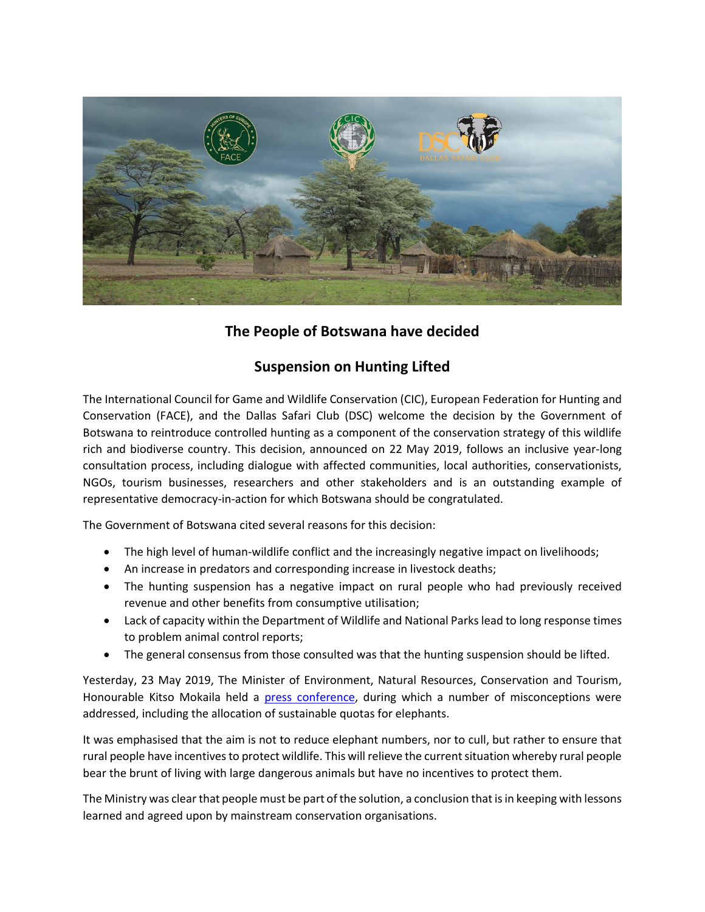## The People of Botswana have decided

## Suspension on Hunting Lifted

The International Council for Game and Wildlife Conservation (CIC), European Federation for Hunting and Conservation (FACE), and the Dallas Safari Club (DSC) welcome the decision by the Government of Botswana to reintroduce controlled hunting as a component of the conservation strategy of this wildlife rich and biodiverse country. This decision, announced on 22 May 2019, follows an inclusive year-long consultation process, including dialogue with affected communities, local authorities, conservationists, NGOs, tourism businesses, researchers and other stakeholders and is an outstanding example of representative democracy-in-action for which Botswana should be congratulated.

The Government of Botswana cited several reasons for this decision:

- The high level of human-wildlife conflict and the increasingly negative impact on livelihoods;
- An increase in predators and corresponding increase in livestock deaths;
- The hunting suspension has a negative impact on rural people who had previously received revenue and other benefits from consumptive utilisation;
- Lack of capacity within the Department of Wildlife and National Parks lead to long response times to problem animal control reports;
- The general consensus from those consulted was that the hunting suspension should be lifted.

Yesterday, 23 May 2019, The Minister of Environment, Natural Resources, Conservation and Tourism, Honourable Kitso Mokaila held a press conference, during which a number of misconceptions were addressed, including the allocation of sustainable quotas for elephants.

It was emphasised that the aim is not to reduce elephant numbers, nor to cull, but rather to ensure that rural people have incentives to protect wildlife. This will relieve the current situation whereby rural people bear the brunt of living with large dangerous animals but have no incentives to protect them.

The Ministry was clear that people must be part of the solution, a conclusion that is in keeping with lessons learned and agreed upon by mainstream conservation organisations.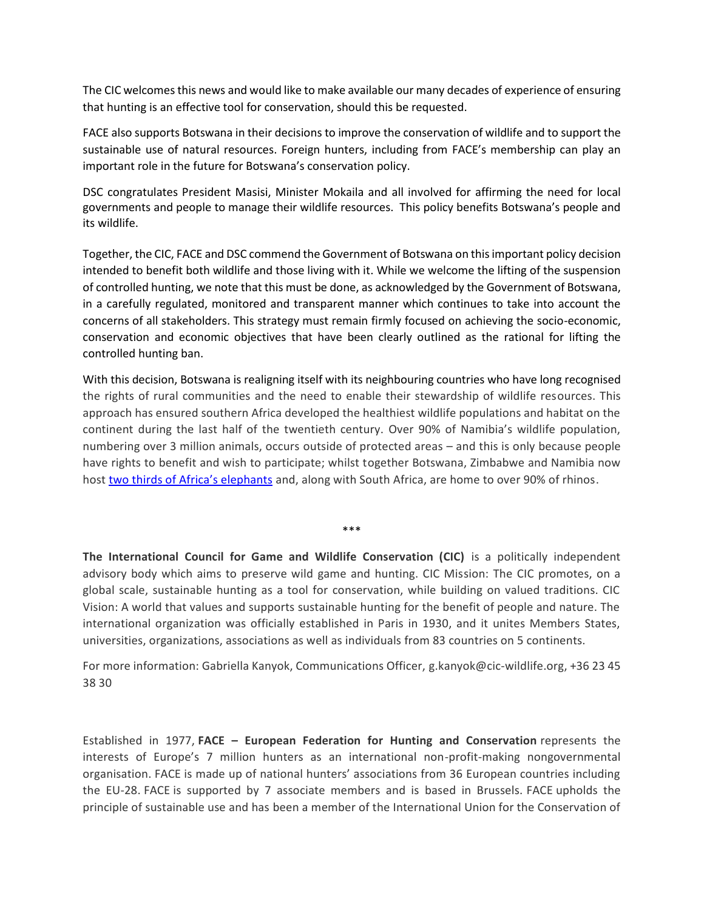The CIC welcomes this news and would like to make available our many decades of experience of ensuring that hunting is an effective tool for conservation, should this be requested.

FACE also supports Botswana in their decisions to improve the conservation of wildlife and to support the sustainable use of natural resources. Foreign hunters, including from FACE's membership can play an important role in the future for Botswana's conservation policy.

DSC congratulates President Masisi, Minister Mokaila and all involved for affirming the need for local governments and people to manage their wildlife resources. This policy benefits Botswana's people and its wildlife.

Together, the CIC, FACE and DSC commend the Government of Botswana on this important policy decision intended to benefit both wildlife and those living with it. While we welcome the lifting of the suspension of controlled hunting, we note that this must be done, as acknowledged by the Government of Botswana, in a carefully regulated, monitored and transparent manner which continues to take into account the concerns of all stakeholders. This strategy must remain firmly focused on achieving the socio-economic, conservation and economic objectives that have been clearly outlined as the rational for lifting the controlled hunting ban.

With this decision, Botswana is realigning itself with its neighbouring countries who have long recognised the rights of rural communities and the need to enable their stewardship of wildlife resources. This approach has ensured southern Africa developed the healthiest wildlife populations and habitat on the continent during the last half of the twentieth century. Over 90% of Namibia's wildlife population, numbering over 3 million animals, occurs outside of protected areas – and this is only because people have rights to benefit and wish to participate; whilst together Botswana, Zimbabwe and Namibia now host two thirds of Africa's elephants and, along with South Africa, are home to over 90% of rhinos.

***

**The International Council for Game and Wildlife Conservation (CIC)** is a politically independent advisory body which aims to preserve wild game and hunting. CIC Mission: The CIC promotes, on a global scale, sustainable hunting as a tool for conservation, while building on valued traditions. CIC Vision: A world that values and supports sustainable hunting for the benefit of people and nature. The international organization was officially established in Paris in 1930, and it unites Members States, universities, organizations, associations as well as individuals from 83 countries on 5 continents.

For more information: Gabriella Kanyok, Communications Officer, g.kanyok@cic-wildlife.org, +36 23 45 38 30

Established in 1977, **FACE – European Federation for Hunting and Conservation** represents the interests of Europe's 7 million hunters as an international non-profit-making nongovernmental organisation. FACE is made up of national hunters' associations from 36 European countries including the EU-28. FACE is supported by 7 associate members and is based in Brussels. FACE upholds the principle of sustainable use and has been a member of the International Union for the Conservation of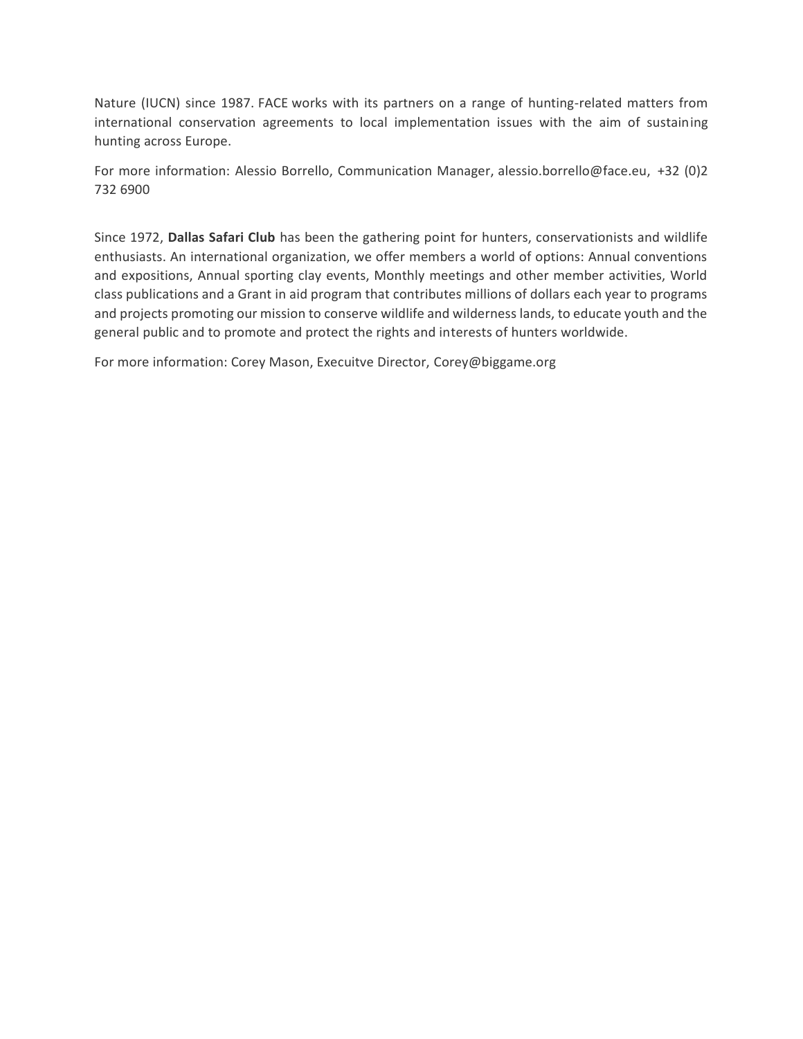Nature (IUCN) since 1987. FACE works with its partners on a range of hunting-related matters from international conservation agreements to local implementation issues with the aim of sustaining hunting across Europe.

For more information: Alessio Borrello, Communication Manager, alessio.borrello@face.eu, +32 (0)2 732 6900

Since 1972, **Dallas Safari Club** has been the gathering point for hunters, conservationists and wildlife enthusiasts. An international organization, we offer members a world of options: Annual conventions and expositions, Annual sporting clay events, Monthly meetings and other member activities, World class publications and a Grant in aid program that contributes millions of dollars each year to programs and projects promoting our mission to conserve wildlife and wilderness lands, to educate youth and the general public and to promote and protect the rights and interests of hunters worldwide.

For more information: Corey Mason, Execuitve Director, Corey@biggame.org